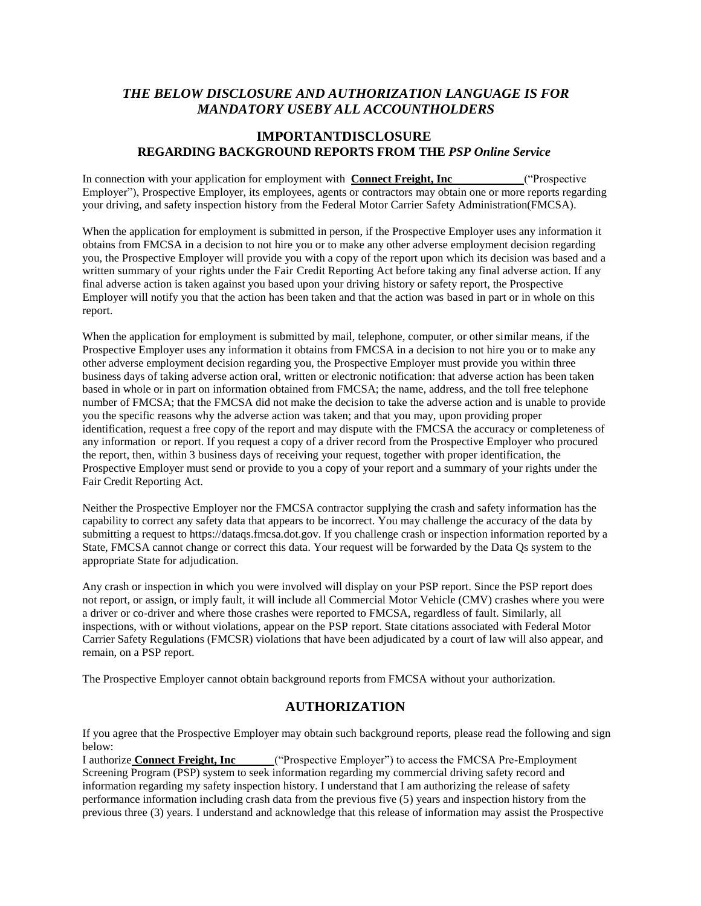### *THE BELOW DISCLOSURE AND AUTHORIZATION LANGUAGE IS FOR MANDATORY USEBY ALL ACCOUNTHOLDERS*

## IMPORTANTDISCLOSURE
### REGARDING BACKGROUND REPORTS FROM THE *PSP Online Service*

In connection with your application for employment with **Connect Freight, Inc** ("Prospective Employer"), Prospective Employer, its employees, agents or contractors may obtain one or more reports regarding your driving, and safety inspection history from the Federal Motor Carrier Safety Administration(FMCSA).

When the application for employment is submitted in person, if the Prospective Employer uses any information it obtains from FMCSA in a decision to not hire you or to make any other adverse employment decision regarding you, the Prospective Employer will provide you with a copy of the report upon which its decision was based and a written summary of your rights under the Fair Credit Reporting Act before taking any final adverse action. If any final adverse action is taken against you based upon your driving history or safety report, the Prospective Employer will notify you that the action has been taken and that the action was based in part or in whole on this report.

When the application for employment is submitted by mail, telephone, computer, or other similar means, if the Prospective Employer uses any information it obtains from FMCSA in a decision to not hire you or to make any other adverse employment decision regarding you, the Prospective Employer must provide you within three business days of taking adverse action oral, written or electronic notification: that adverse action has been taken based in whole or in part on information obtained from FMCSA; the name, address, and the toll free telephone number of FMCSA; that the FMCSA did not make the decision to take the adverse action and is unable to provide you the specific reasons why the adverse action was taken; and that you may, upon providing proper identification, request a free copy of the report and may dispute with the FMCSA the accuracy or completeness of any information or report. If you request a copy of a driver record from the Prospective Employer who procured the report, then, within 3 business days of receiving your request, together with proper identification, the Prospective Employer must send or provide to you a copy of your report and a summary of your rights under the Fair Credit Reporting Act.

Neither the Prospective Employer nor the FMCSA contractor supplying the crash and safety information has the capability to correct any safety data that appears to be incorrect. You may challenge the accuracy of the data by submitting a request to https://dataqs.fmcsa.dot.gov. If you challenge crash or inspection information reported by a State, FMCSA cannot change or correct this data. Your request will be forwarded by the Data Qs system to the appropriate State for adjudication.

Any crash or inspection in which you were involved will display on your PSP report. Since the PSP report does not report, or assign, or imply fault, it will include all Commercial Motor Vehicle (CMV) crashes where you were a driver or co-driver and where those crashes were reported to FMCSA, regardless of fault. Similarly, all inspections, with or without violations, appear on the PSP report. State citations associated with Federal Motor Carrier Safety Regulations (FMCSR) violations that have been adjudicated by a court of law will also appear, and remain, on a PSP report.

The Prospective Employer cannot obtain background reports from FMCSA without your authorization.

## AUTHORIZATION

If you agree that the Prospective Employer may obtain such background reports, please read the following and sign below:

I authorize **Connect Freight, Inc** ("Prospective Employer") to access the FMCSA Pre-Employment Screening Program (PSP) system to seek information regarding my commercial driving safety record and information regarding my safety inspection history. I understand that I am authorizing the release of safety performance information including crash data from the previous five (5) years and inspection history from the previous three (3) years. I understand and acknowledge that this release of information may assist the Prospective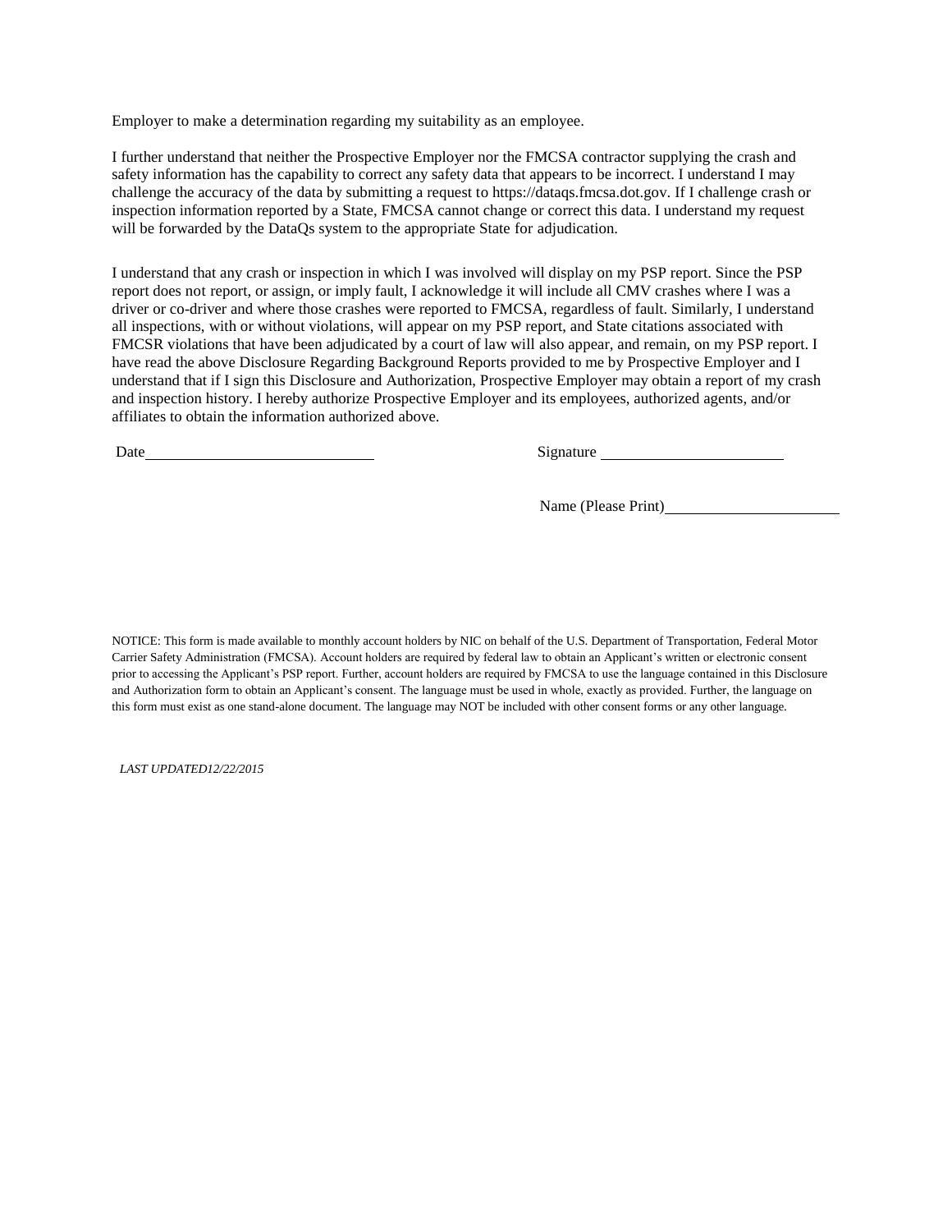Employer to make a determination regarding my suitability as an employee.

I further understand that neither the Prospective Employer nor the FMCSA contractor supplying the crash and safety information has the capability to correct any safety data that appears to be incorrect. I understand I may challenge the accuracy of the data by submitting a request to https://dataqs.fmcsa.dot.gov. If I challenge crash or inspection information reported by a State, FMCSA cannot change or correct this data. I understand my request will be forwarded by the DataQs system to the appropriate State for adjudication.

I understand that any crash or inspection in which I was involved will display on my PSP report. Since the PSP report does not report, or assign, or imply fault, I acknowledge it will include all CMV crashes where I was a driver or co-driver and where those crashes were reported to FMCSA, regardless of fault. Similarly, I understand all inspections, with or without violations, will appear on my PSP report, and State citations associated with FMCSR violations that have been adjudicated by a court of law will also appear, and remain, on my PSP report. I have read the above Disclosure Regarding Background Reports provided to me by Prospective Employer and I understand that if I sign this Disclosure and Authorization, Prospective Employer may obtain a report of my crash and inspection history. I hereby authorize Prospective Employer and its employees, authorized agents, and/or affiliates to obtain the information authorized above.

Date______________________________ Signature ________________________

Name (Please Print)______________________

NOTICE: This form is made available to monthly account holders by NIC on behalf of the U.S. Department of Transportation, Federal Motor Carrier Safety Administration (FMCSA). Account holders are required by federal law to obtain an Applicant's written or electronic consent prior to accessing the Applicant's PSP report. Further, account holders are required by FMCSA to use the language contained in this Disclosure and Authorization form to obtain an Applicant's consent. The language must be used in whole, exactly as provided. Further, the language on this form must exist as one stand-alone document. The language may NOT be included with other consent forms or any other language.

*LAST UPDATED12/22/2015*